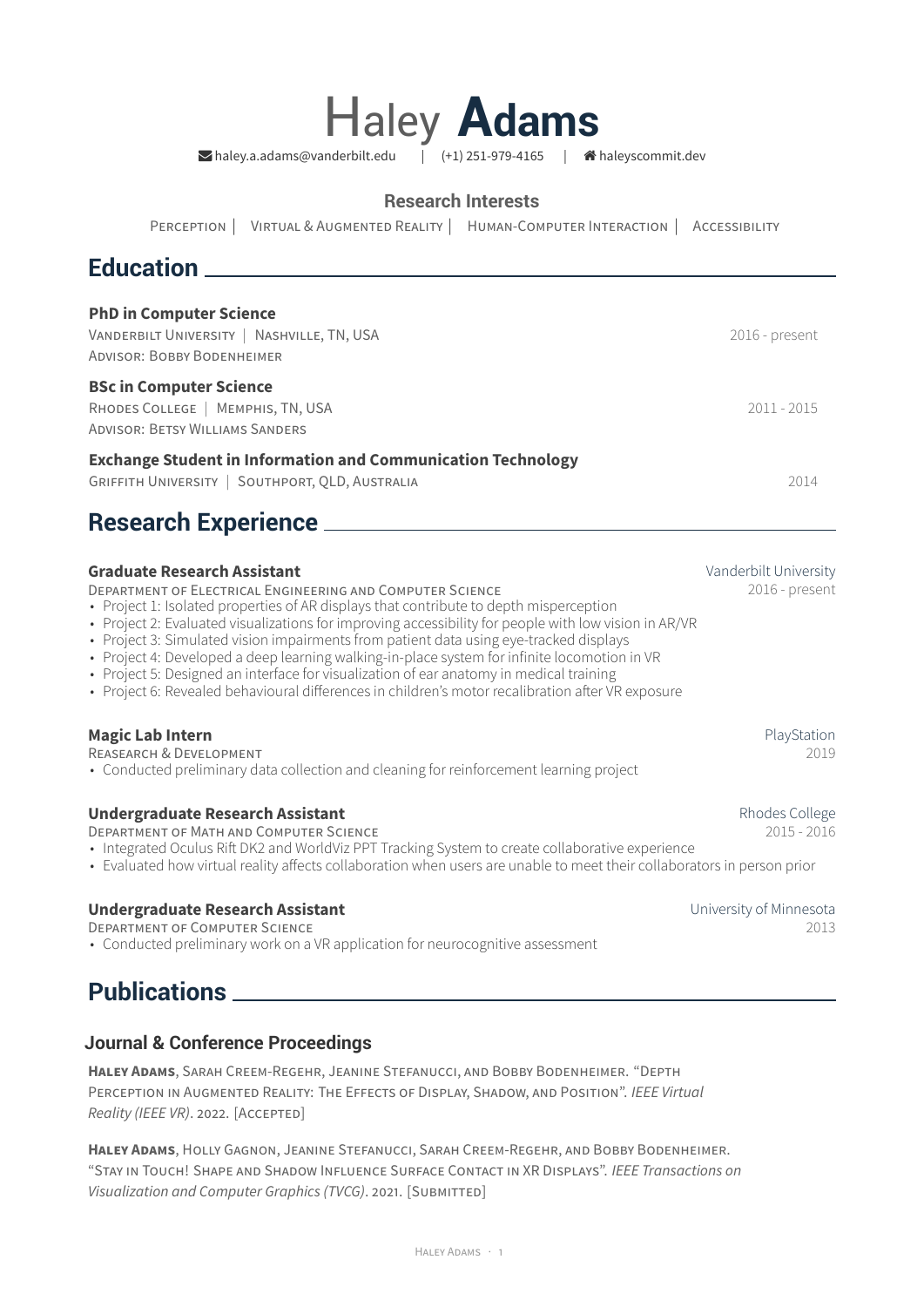# Haley **Adams**

haley.a.adams@vanderbilt.edu | (+1) 251-979-4165 | haleyscommit.dev

### Research Interests

Perception | Virtual & Augmented Reality | Human-Computer Interaction | Accessibility

## Education

**PhD in Computer Science**
Vanderbilt University | Nashville, TN, USA — 2016 - present
Advisor: Bobby Bodenheimer

**BSc in Computer Science**
Rhodes College | Memphis, TN, USA — 2011 - 2015
Advisor: Betsy Williams Sanders

**Exchange Student in Information and Communication Technology**
Griffith University | Southport, QLD, Australia — 2014

## Research Experience

**Graduate Research Assistant** — Vanderbilt University, 2016 - present
Department of Electrical Engineering and Computer Science

- Project 1: Isolated properties of AR displays that contribute to depth misperception
- Project 2: Evaluated visualizations for improving accessibility for people with low vision in AR/VR
- Project 3: Simulated vision impairments from patient data using eye-tracked displays
- Project 4: Developed a deep learning walking-in-place system for infinite locomotion in VR
- Project 5: Designed an interface for visualization of ear anatomy in medical training
- Project 6: Revealed behavioural differences in children's motor recalibration after VR exposure

**Magic Lab Intern** — PlayStation, 2019
Reasearch & Development

- Conducted preliminary data collection and cleaning for reinforcement learning project

**Undergraduate Research Assistant** — Rhodes College, 2015 - 2016
Department of Math and Computer Science

- Integrated Oculus Rift DK2 and WorldViz PPT Tracking System to create collaborative experience
- Evaluated how virtual reality affects collaboration when users are unable to meet their collaborators in person prior

**Undergraduate Research Assistant** — University of Minnesota, 2013
Department of Computer Science

- Conducted preliminary work on a VR application for neurocognitive assessment

## Publications

### Journal & Conference Proceedings

**Haley Adams**, Sarah Creem-Regehr, Jeanine Stefanucci, and Bobby Bodenheimer. "Depth Perception in Augmented Reality: The Effects of Display, Shadow, and Position". *IEEE Virtual Reality (IEEE VR)*. 2022. [Accepted]

**Haley Adams**, Holly Gagnon, Jeanine Stefanucci, Sarah Creem-Regehr, and Bobby Bodenheimer. "Stay in Touch! Shape and Shadow Influence Surface Contact in XR Displays". *IEEE Transactions on Visualization and Computer Graphics (TVCG)*. 2021. [Submitted]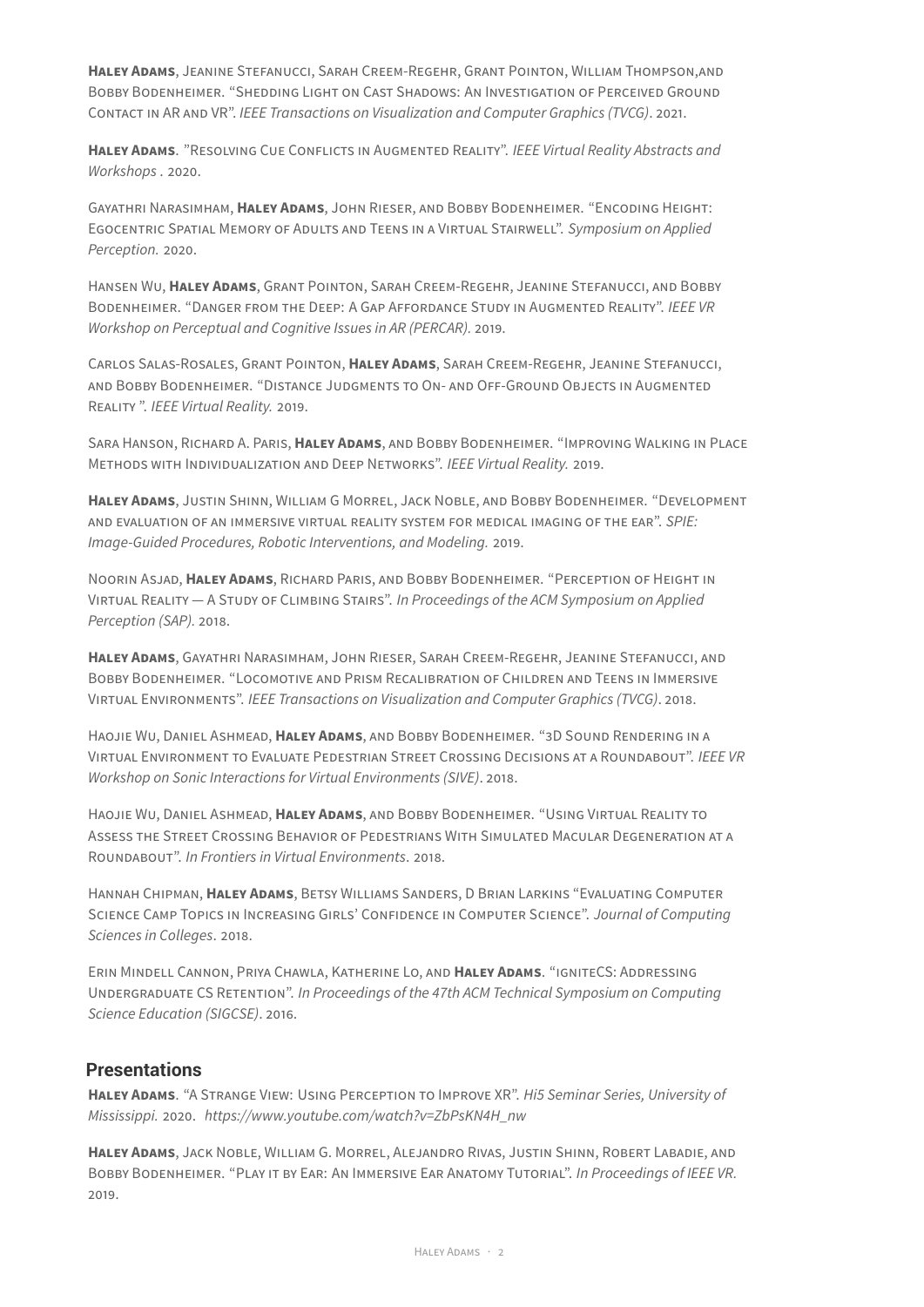**Haley Adams**, Jeanine Stefanucci, Sarah Creem-Regehr, Grant Pointon, William Thompson,and Bobby Bodenheimer. "Shedding Light on Cast Shadows: An Investigation of Perceived Ground Contact in AR and VR". *IEEE Transactions on Visualization and Computer Graphics (TVCG)*. 2021.

**Haley Adams**. "Resolving Cue Conflicts in Augmented Reality". *IEEE Virtual Reality Abstracts and Workshops* . 2020.

Gayathri Narasimham, **Haley Adams**, John Rieser, and Bobby Bodenheimer. "Encoding Height: Egocentric Spatial Memory of Adults and Teens in a Virtual Stairwell". *Symposium on Applied Perception.* 2020.

Hansen Wu, **Haley Adams**, Grant Pointon, Sarah Creem-Regehr, Jeanine Stefanucci, and Bobby Bodenheimer. "Danger from the Deep: A Gap Affordance Study in Augmented Reality". *IEEE VR Workshop on Perceptual and Cognitive Issues in AR (PERCAR).* 2019.

Carlos Salas-Rosales, Grant Pointon, **Haley Adams**, Sarah Creem-Regehr, Jeanine Stefanucci, and Bobby Bodenheimer. "Distance Judgments to On- and Off-Ground Objects in Augmented Reality ". *IEEE Virtual Reality.* 2019.

Sara Hanson, Richard A. Paris, **Haley Adams**, and Bobby Bodenheimer. "Improving Walking in Place Methods with Individualization and Deep Networks". *IEEE Virtual Reality.* 2019.

**Haley Adams**, Justin Shinn, William G Morrel, Jack Noble, and Bobby Bodenheimer. "Development and evaluation of an immersive virtual reality system for medical imaging of the ear". *SPIE: Image-Guided Procedures, Robotic Interventions, and Modeling.* 2019.

Noorin Asjad, **Haley Adams**, Richard Paris, and Bobby Bodenheimer. "Perception of Height in Virtual Reality — A Study of Climbing Stairs". *In Proceedings of the ACM Symposium on Applied Perception (SAP).* 2018.

**Haley Adams**, Gayathri Narasimham, John Rieser, Sarah Creem-Regehr, Jeanine Stefanucci, and Bobby Bodenheimer. "Locomotive and Prism Recalibration of Children and Teens in Immersive Virtual Environments". *IEEE Transactions on Visualization and Computer Graphics (TVCG)*. 2018.

Haojie Wu, Daniel Ashmead, **Haley Adams**, and Bobby Bodenheimer. "3D Sound Rendering in a Virtual Environment to Evaluate Pedestrian Street Crossing Decisions at a Roundabout". *IEEE VR Workshop on Sonic Interactions for Virtual Environments (SIVE)*. 2018.

Haojie Wu, Daniel Ashmead, **Haley Adams**, and Bobby Bodenheimer. "Using Virtual Reality to Assess the Street Crossing Behavior of Pedestrians With Simulated Macular Degeneration at a Roundabout". *In Frontiers in Virtual Environments*. 2018.

Hannah Chipman, **Haley Adams**, Betsy Williams Sanders, D Brian Larkins "Evaluating Computer Science Camp Topics in Increasing Girls' Confidence in Computer Science". *Journal of Computing Sciences in Colleges*. 2018.

Erin Mindell Cannon, Priya Chawla, Katherine Lo, and **Haley Adams**. "igniteCS: Addressing Undergraduate CS Retention". *In Proceedings of the 47th ACM Technical Symposium on Computing Science Education (SIGCSE)*. 2016.

## Presentations

**Haley Adams**. "A Strange View: Using Perception to Improve XR". *Hi5 Seminar Series, University of Mississippi.* 2020. *https://www.youtube.com/watch?v=ZbPsKN4H_nw*

**Haley Adams**, Jack Noble, William G. Morrel, Alejandro Rivas, Justin Shinn, Robert Labadie, and Bobby Bodenheimer. "Play it by Ear: An Immersive Ear Anatomy Tutorial". *In Proceedings of IEEE VR.* 2019.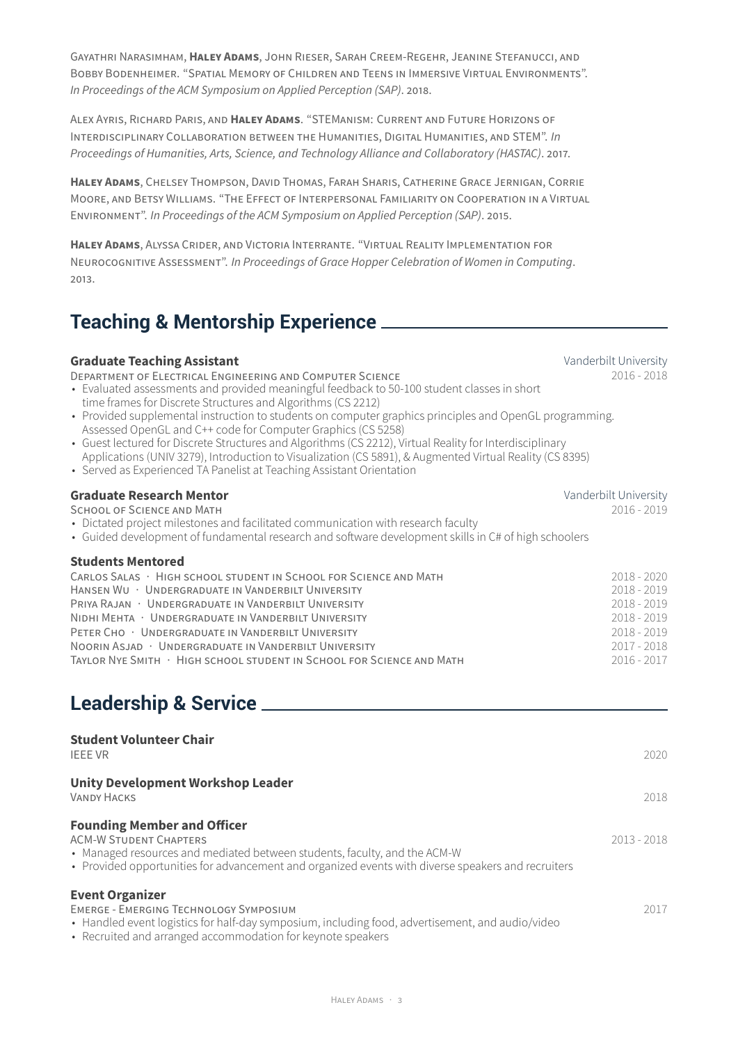Gayathri Narasimham, **Haley Adams**, John Rieser, Sarah Creem-Regehr, Jeanine Stefanucci, and Bobby Bodenheimer. "Spatial Memory of Children and Teens in Immersive Virtual Environments". *In Proceedings of the ACM Symposium on Applied Perception (SAP)*. 2018.

Alex Ayris, Richard Paris, and **Haley Adams**. "STEManism: Current and Future Horizons of Interdisciplinary Collaboration between the Humanities, Digital Humanities, and STEM". *In Proceedings of Humanities, Arts, Science, and Technology Alliance and Collaboratory (HASTAC)*. 2017.

**Haley Adams**, Chelsey Thompson, David Thomas, Farah Sharis, Catherine Grace Jernigan, Corrie Moore, and Betsy Williams. "The Effect of Interpersonal Familiarity on Cooperation in a Virtual Environment". *In Proceedings of the ACM Symposium on Applied Perception (SAP)*. 2015.

**Haley Adams**, Alyssa Crider, and Victoria Interrante. "Virtual Reality Implementation for Neurocognitive Assessment". *In Proceedings of Grace Hopper Celebration of Women in Computing*. 2013.

## Teaching & Mentorship Experience

**Graduate Teaching Assistant** — Vanderbilt University
Department of Electrical Engineering and Computer Science — 2016 - 2018

- Evaluated assessments and provided meaningful feedback to 50-100 student classes in short time frames for Discrete Structures and Algorithms (CS 2212)
- Provided supplemental instruction to students on computer graphics principles and OpenGL programming. Assessed OpenGL and C++ code for Computer Graphics (CS 5258)
- Guest lectured for Discrete Structures and Algorithms (CS 2212), Virtual Reality for Interdisciplinary Applications (UNIV 3279), Introduction to Visualization (CS 5891), & Augmented Virtual Reality (CS 8395)
- Served as Experienced TA Panelist at Teaching Assistant Orientation

**Graduate Research Mentor** — Vanderbilt University
School of Science and Math — 2016 - 2019

- Dictated project milestones and facilitated communication with research faculty
- Guided development of fundamental research and software development skills in C# of high schoolers

**Students Mentored**

Carlos Salas · High school student in School for Science and Math — 2018 - 2020
Hansen Wu · Undergraduate in Vanderbilt University — 2018 - 2019
Priya Rajan · Undergraduate in Vanderbilt University — 2018 - 2019
Nidhi Mehta · Undergraduate in Vanderbilt University — 2018 - 2019
Peter Cho · Undergraduate in Vanderbilt University — 2018 - 2019
Noorin Asjad · Undergraduate in Vanderbilt University — 2017 - 2018
Taylor Nye Smith · High school student in School for Science and Math — 2016 - 2017

## Leadership & Service

**Student Volunteer Chair**
IEEE VR — 2020

**Unity Development Workshop Leader**
Vandy Hacks — 2018

**Founding Member and Officer**
ACM-W Student Chapters — 2013 - 2018

- Managed resources and mediated between students, faculty, and the ACM-W
- Provided opportunities for advancement and organized events with diverse speakers and recruiters

**Event Organizer**
Emerge - Emerging Technology Symposium — 2017

- Handled event logistics for half-day symposium, including food, advertisement, and audio/video
- Recruited and arranged accommodation for keynote speakers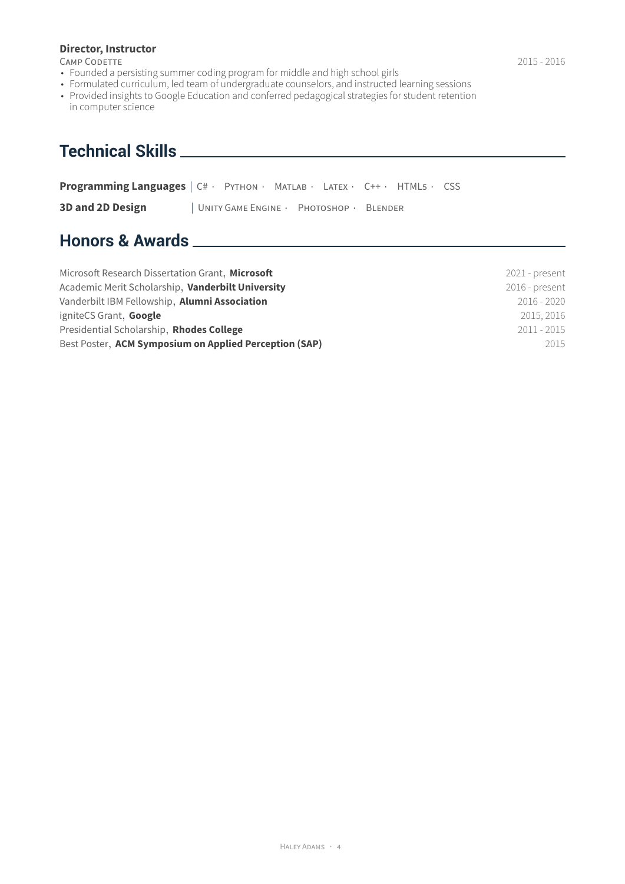**Director, Instructor**
Camp Codette — 2015 - 2016

- Founded a persisting summer coding program for middle and high school girls
- Formulated curriculum, led team of undergraduate counselors, and instructed learning sessions
- Provided insights to Google Education and conferred pedagogical strategies for student retention in computer science

## Technical Skills

**Programming Languages** | C# · Python · Matlab · Latex · C++ · HTML5 · CSS

**3D and 2D Design** | Unity Game Engine · Photoshop · Blender

## Honors & Awards

| | |
|---|---|
| Microsoft Research Dissertation Grant, **Microsoft** | 2021 - present |
| Academic Merit Scholarship, **Vanderbilt University** | 2016 - present |
| Vanderbilt IBM Fellowship, **Alumni Association** | 2016 - 2020 |
| igniteCS Grant, **Google** | 2015, 2016 |
| Presidential Scholarship, **Rhodes College** | 2011 - 2015 |
| Best Poster, **ACM Symposium on Applied Perception (SAP)** | 2015 |